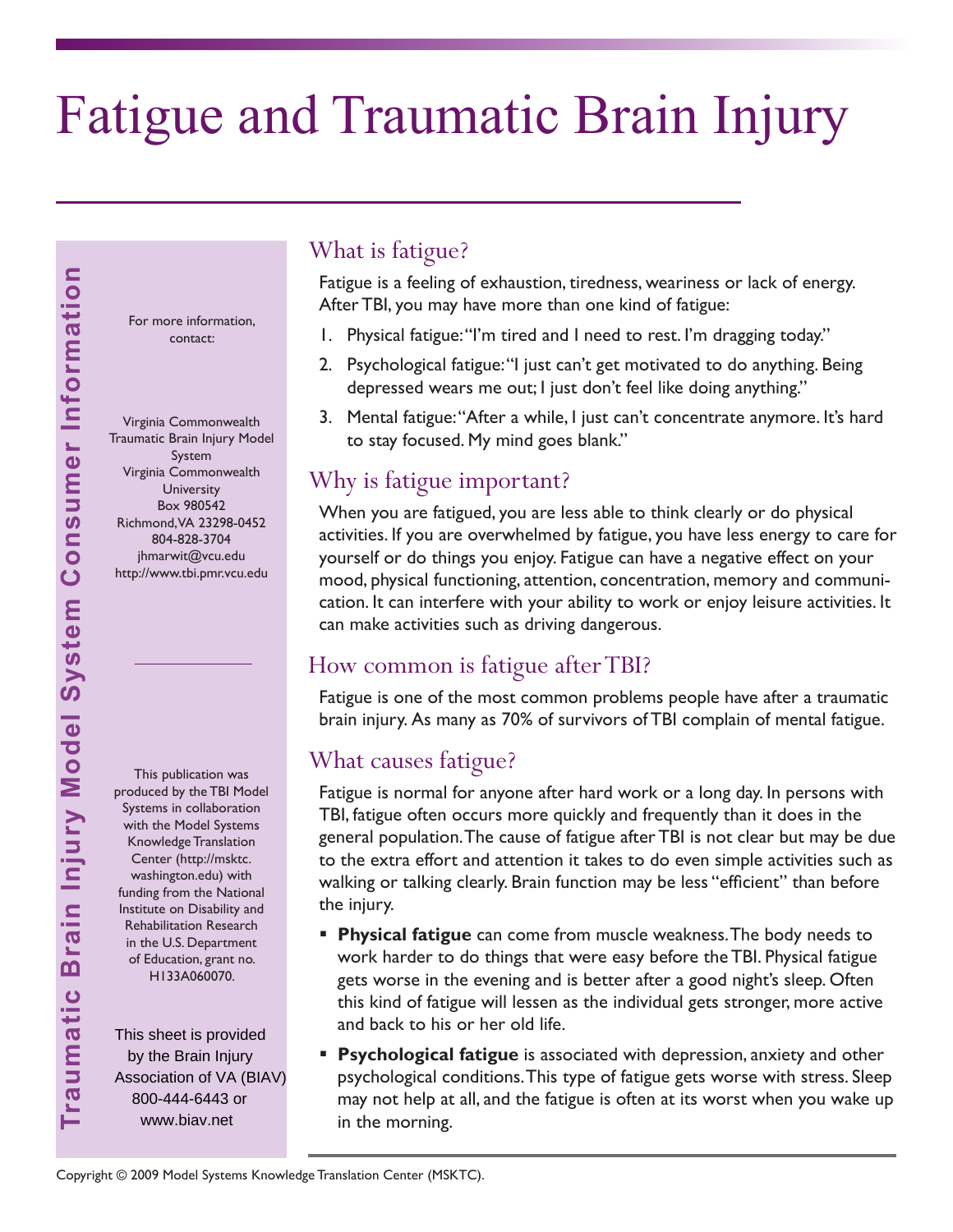# Fatigue and Traumatic Brain Injury

Traumatic Brain Injury Model System Consumer Information

For more information, contact:

Virginia Commonwealth Traumatic Brain Injury Model System
Virginia Commonwealth University
Box 980542
Richmond, VA 23298-0452
804-828-3704
jhmarwit@vcu.edu
http://www.tbi.pmr.vcu.edu

This publication was produced by the TBI Model Systems in collaboration with the Model Systems Knowledge Translation Center (http://msktc.washington.edu) with funding from the National Institute on Disability and Rehabilitation Research in the U.S. Department of Education, grant no. H133A060070.

This sheet is provided by the Brain Injury Association of VA (BIAV)
800-444-6443 or
www.biav.net

## What is fatigue?

Fatigue is a feeling of exhaustion, tiredness, weariness or lack of energy. After TBI, you may have more than one kind of fatigue:

1. Physical fatigue: "I'm tired and I need to rest. I'm dragging today."
2. Psychological fatigue: "I just can't get motivated to do anything. Being depressed wears me out; I just don't feel like doing anything."
3. Mental fatigue: "After a while, I just can't concentrate anymore. It's hard to stay focused. My mind goes blank."

## Why is fatigue important?

When you are fatigued, you are less able to think clearly or do physical activities. If you are overwhelmed by fatigue, you have less energy to care for yourself or do things you enjoy. Fatigue can have a negative effect on your mood, physical functioning, attention, concentration, memory and communication. It can interfere with your ability to work or enjoy leisure activities. It can make activities such as driving dangerous.

## How common is fatigue after TBI?

Fatigue is one of the most common problems people have after a traumatic brain injury. As many as 70% of survivors of TBI complain of mental fatigue.

## What causes fatigue?

Fatigue is normal for anyone after hard work or a long day. In persons with TBI, fatigue often occurs more quickly and frequently than it does in the general population. The cause of fatigue after TBI is not clear but may be due to the extra effort and attention it takes to do even simple activities such as walking or talking clearly. Brain function may be less "efficient" than before the injury.

- **Physical fatigue** can come from muscle weakness. The body needs to work harder to do things that were easy before the TBI. Physical fatigue gets worse in the evening and is better after a good night's sleep. Often this kind of fatigue will lessen as the individual gets stronger, more active and back to his or her old life.
- **Psychological fatigue** is associated with depression, anxiety and other psychological conditions. This type of fatigue gets worse with stress. Sleep may not help at all, and the fatigue is often at its worst when you wake up in the morning.

Copyright © 2009 Model Systems Knowledge Translation Center (MSKTC).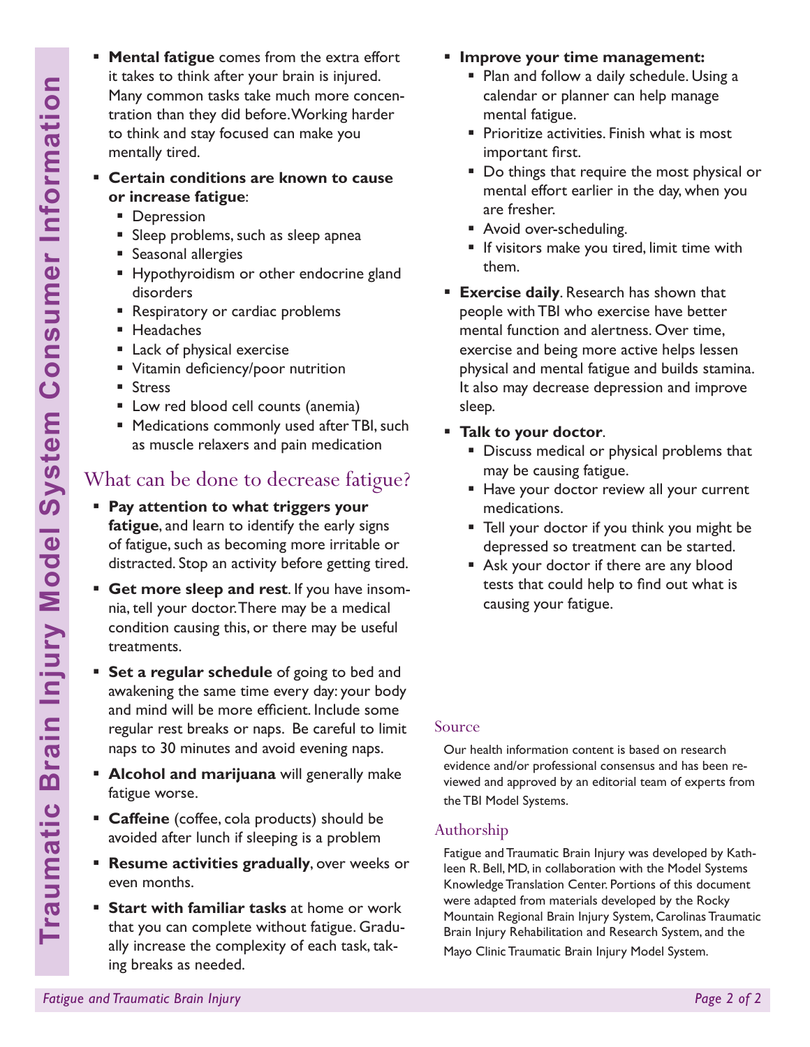- **Mental fatigue** comes from the extra effort it takes to think after your brain is injured. Many common tasks take much more concentration than they did before. Working harder to think and stay focused can make you mentally tired.
- **Certain conditions are known to cause or increase fatigue**:
  - Depression
  - Sleep problems, such as sleep apnea
  - Seasonal allergies
  - Hypothyroidism or other endocrine gland disorders
  - Respiratory or cardiac problems
  - Headaches
  - Lack of physical exercise
  - Vitamin deficiency/poor nutrition
  - Stress
  - Low red blood cell counts (anemia)
  - Medications commonly used after TBI, such as muscle relaxers and pain medication

## What can be done to decrease fatigue?

- **Pay attention to what triggers your fatigue**, and learn to identify the early signs of fatigue, such as becoming more irritable or distracted. Stop an activity before getting tired.
- **Get more sleep and rest**. If you have insomnia, tell your doctor. There may be a medical condition causing this, or there may be useful treatments.
- **Set a regular schedule** of going to bed and awakening the same time every day: your body and mind will be more efficient. Include some regular rest breaks or naps. Be careful to limit naps to 30 minutes and avoid evening naps.
- **Alcohol and marijuana** will generally make fatigue worse.
- **Caffeine** (coffee, cola products) should be avoided after lunch if sleeping is a problem
- **Resume activities gradually**, over weeks or even months.
- **Start with familiar tasks** at home or work that you can complete without fatigue. Gradually increase the complexity of each task, taking breaks as needed.
- **Improve your time management:**
  - Plan and follow a daily schedule. Using a calendar or planner can help manage mental fatigue.
  - Prioritize activities. Finish what is most important first.
  - Do things that require the most physical or mental effort earlier in the day, when you are fresher.
  - Avoid over-scheduling.
  - If visitors make you tired, limit time with them.
- **Exercise daily**. Research has shown that people with TBI who exercise have better mental function and alertness. Over time, exercise and being more active helps lessen physical and mental fatigue and builds stamina. It also may decrease depression and improve sleep.
- **Talk to your doctor**.
  - Discuss medical or physical problems that may be causing fatigue.
  - Have your doctor review all your current medications.
  - Tell your doctor if you think you might be depressed so treatment can be started.
  - Ask your doctor if there are any blood tests that could help to find out what is causing your fatigue.

### Source

Our health information content is based on research evidence and/or professional consensus and has been reviewed and approved by an editorial team of experts from the TBI Model Systems.

### Authorship

Fatigue and Traumatic Brain Injury was developed by Kathleen R. Bell, MD, in collaboration with the Model Systems Knowledge Translation Center. Portions of this document were adapted from materials developed by the Rocky Mountain Regional Brain Injury System, Carolinas Traumatic Brain Injury Rehabilitation and Research System, and the Mayo Clinic Traumatic Brain Injury Model System.